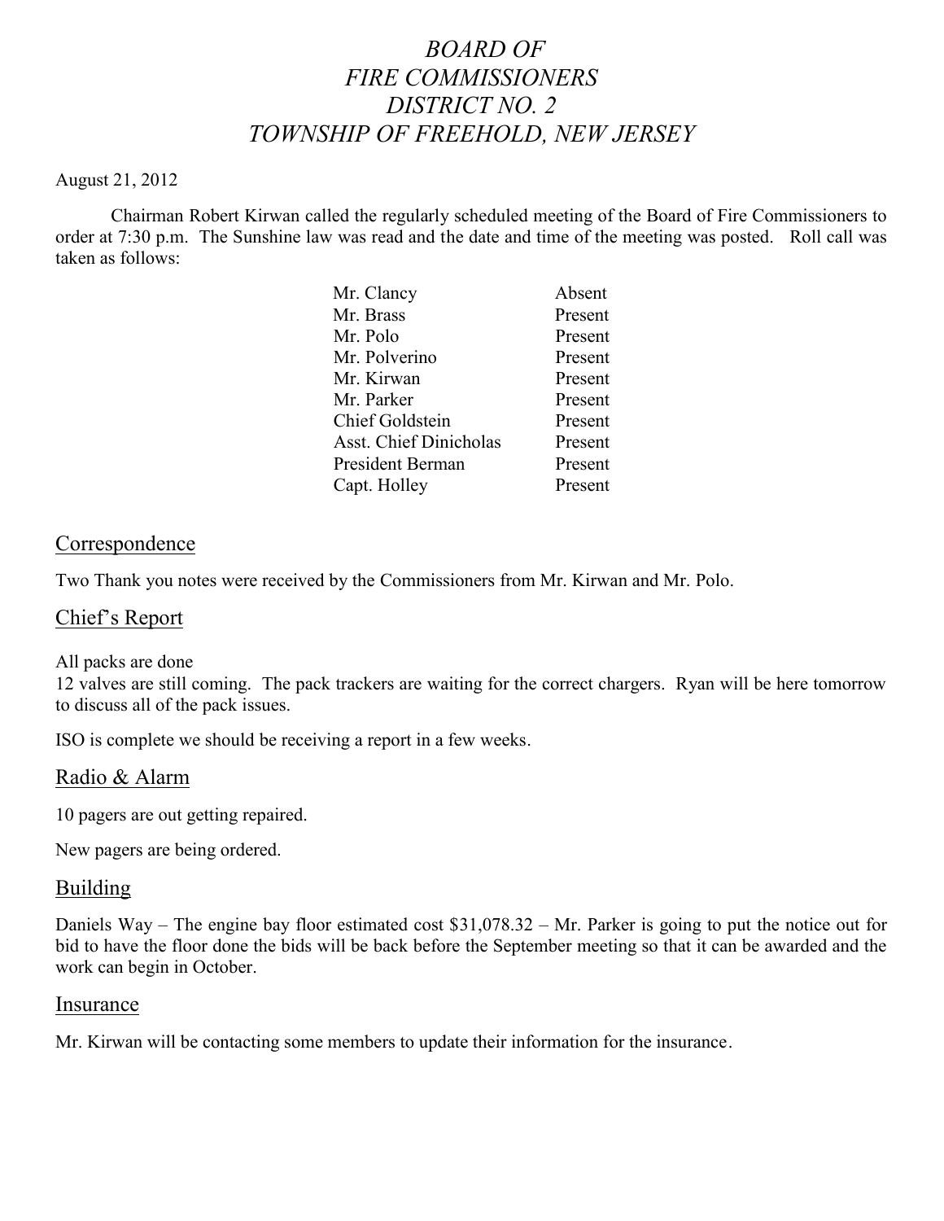# *BOARD OF FIRE COMMISSIONERS DISTRICT NO. 2 TOWNSHIP OF FREEHOLD, NEW JERSEY*

August 21, 2012

Chairman Robert Kirwan called the regularly scheduled meeting of the Board of Fire Commissioners to order at 7:30 p.m. The Sunshine law was read and the date and time of the meeting was posted. Roll call was taken as follows:

| | |
|---|---|
| Mr. Clancy | Absent |
| Mr. Brass | Present |
| Mr. Polo | Present |
| Mr. Polverino | Present |
| Mr. Kirwan | Present |
| Mr. Parker | Present |
| Chief Goldstein | Present |
| Asst. Chief Dinicholas | Present |
| President Berman | Present |
| Capt. Holley | Present |

## Correspondence

Two Thank you notes were received by the Commissioners from Mr. Kirwan and Mr. Polo.

## Chief's Report

All packs are done

12 valves are still coming. The pack trackers are waiting for the correct chargers. Ryan will be here tomorrow to discuss all of the pack issues.

ISO is complete we should be receiving a report in a few weeks.

## Radio & Alarm

10 pagers are out getting repaired.

New pagers are being ordered.

## Building

Daniels Way – The engine bay floor estimated cost $31,078.32 – Mr. Parker is going to put the notice out for bid to have the floor done the bids will be back before the September meeting so that it can be awarded and the work can begin in October.

## Insurance

Mr. Kirwan will be contacting some members to update their information for the insurance.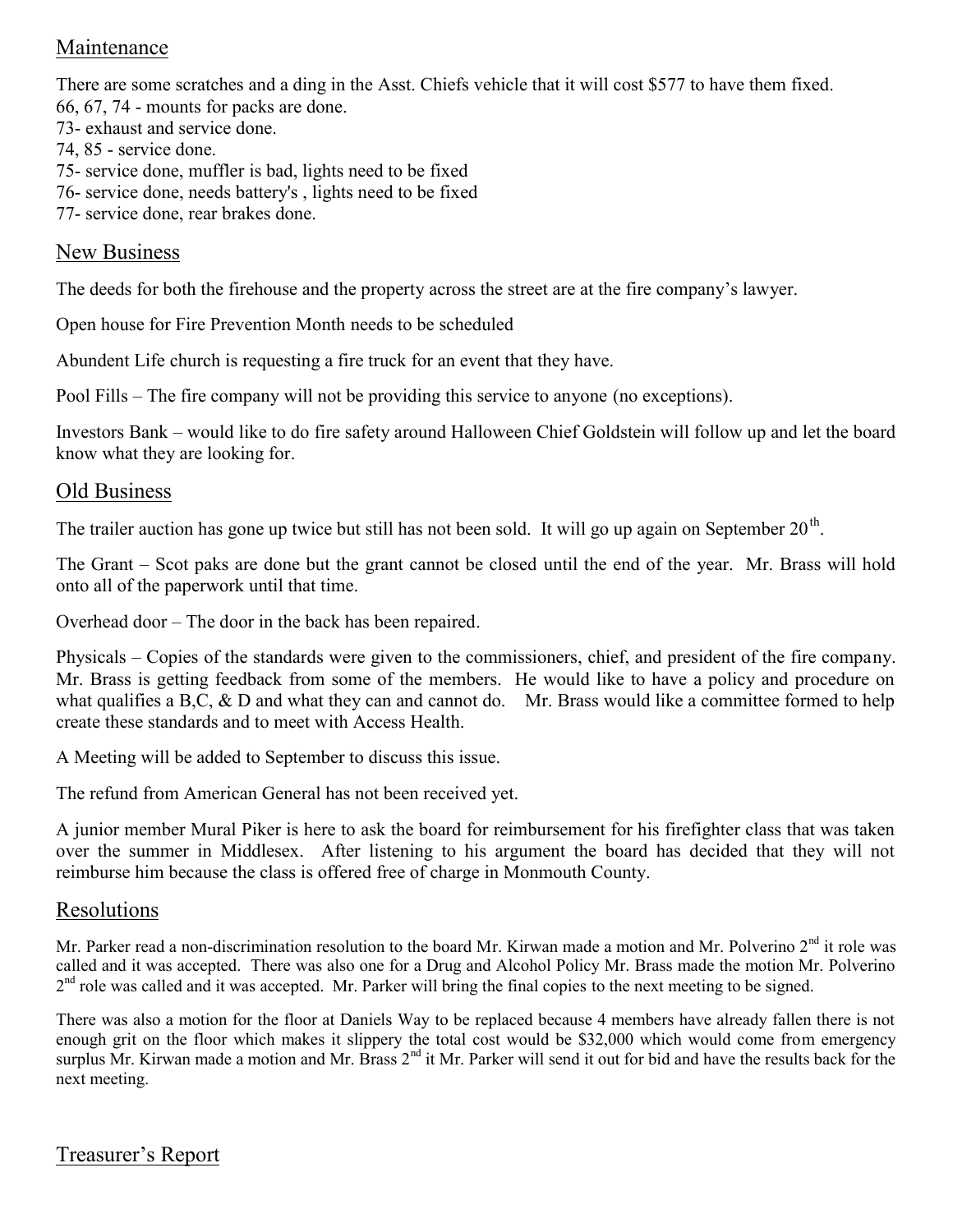## Maintenance

There are some scratches and a ding in the Asst. Chiefs vehicle that it will cost $577 to have them fixed.
66, 67, 74 - mounts for packs are done.
73- exhaust and service done.
74, 85 - service done.
75- service done, muffler is bad, lights need to be fixed
76- service done, needs battery's , lights need to be fixed
77- service done, rear brakes done.

## New Business

The deeds for both the firehouse and the property across the street are at the fire company's lawyer.

Open house for Fire Prevention Month needs to be scheduled

Abundent Life church is requesting a fire truck for an event that they have.

Pool Fills – The fire company will not be providing this service to anyone (no exceptions).

Investors Bank – would like to do fire safety around Halloween Chief Goldstein will follow up and let the board know what they are looking for.

## Old Business

The trailer auction has gone up twice but still has not been sold. It will go up again on September 20th.

The Grant – Scot paks are done but the grant cannot be closed until the end of the year. Mr. Brass will hold onto all of the paperwork until that time.

Overhead door – The door in the back has been repaired.

Physicals – Copies of the standards were given to the commissioners, chief, and president of the fire company. Mr. Brass is getting feedback from some of the members. He would like to have a policy and procedure on what qualifies a B,C, & D and what they can and cannot do. Mr. Brass would like a committee formed to help create these standards and to meet with Access Health.

A Meeting will be added to September to discuss this issue.

The refund from American General has not been received yet.

A junior member Mural Piker is here to ask the board for reimbursement for his firefighter class that was taken over the summer in Middlesex. After listening to his argument the board has decided that they will not reimburse him because the class is offered free of charge in Monmouth County.

## Resolutions

Mr. Parker read a non-discrimination resolution to the board Mr. Kirwan made a motion and Mr. Polverino 2nd it role was called and it was accepted. There was also one for a Drug and Alcohol Policy Mr. Brass made the motion Mr. Polverino 2nd role was called and it was accepted. Mr. Parker will bring the final copies to the next meeting to be signed.

There was also a motion for the floor at Daniels Way to be replaced because 4 members have already fallen there is not enough grit on the floor which makes it slippery the total cost would be $32,000 which would come from emergency surplus Mr. Kirwan made a motion and Mr. Brass 2nd it Mr. Parker will send it out for bid and have the results back for the next meeting.

## Treasurer's Report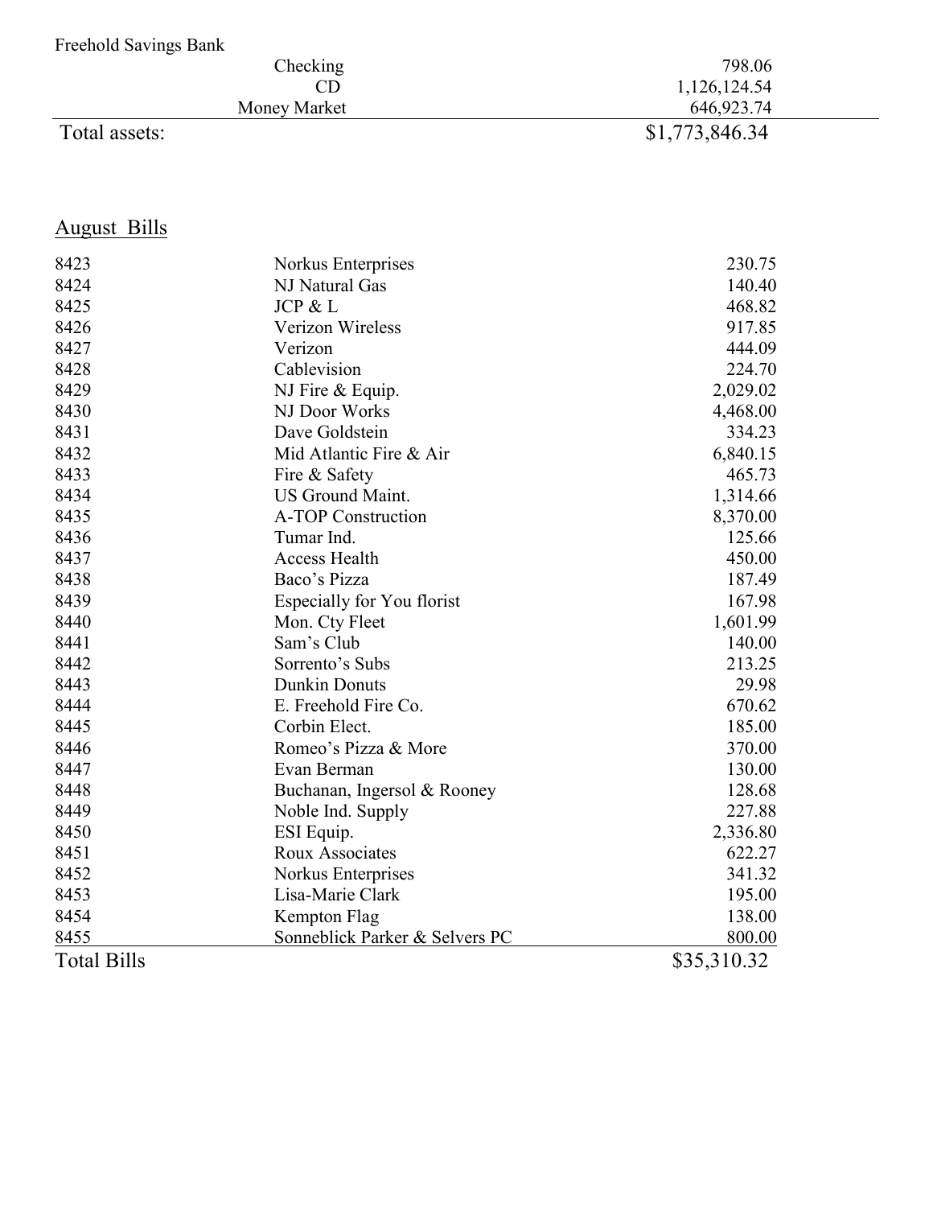Freehold Savings Bank

| | | |
|---|---|---|
| | Checking | 798.06 |
| | CD | 1,126,124.54 |
| | Money Market | 646,923.74 |
| Total assets: | | $1,773,846.34 |

## August Bills

| | | |
|---|---|---|
| 8423 | Norkus Enterprises | 230.75 |
| 8424 | NJ Natural Gas | 140.40 |
| 8425 | JCP & L | 468.82 |
| 8426 | Verizon Wireless | 917.85 |
| 8427 | Verizon | 444.09 |
| 8428 | Cablevision | 224.70 |
| 8429 | NJ Fire & Equip. | 2,029.02 |
| 8430 | NJ Door Works | 4,468.00 |
| 8431 | Dave Goldstein | 334.23 |
| 8432 | Mid Atlantic Fire & Air | 6,840.15 |
| 8433 | Fire & Safety | 465.73 |
| 8434 | US Ground Maint. | 1,314.66 |
| 8435 | A-TOP Construction | 8,370.00 |
| 8436 | Tumar Ind. | 125.66 |
| 8437 | Access Health | 450.00 |
| 8438 | Baco's Pizza | 187.49 |
| 8439 | Especially for You florist | 167.98 |
| 8440 | Mon. Cty Fleet | 1,601.99 |
| 8441 | Sam's Club | 140.00 |
| 8442 | Sorrento's Subs | 213.25 |
| 8443 | Dunkin Donuts | 29.98 |
| 8444 | E. Freehold Fire Co. | 670.62 |
| 8445 | Corbin Elect. | 185.00 |
| 8446 | Romeo's Pizza & More | 370.00 |
| 8447 | Evan Berman | 130.00 |
| 8448 | Buchanan, Ingersol & Rooney | 128.68 |
| 8449 | Noble Ind. Supply | 227.88 |
| 8450 | ESI Equip. | 2,336.80 |
| 8451 | Roux Associates | 622.27 |
| 8452 | Norkus Enterprises | 341.32 |
| 8453 | Lisa-Marie Clark | 195.00 |
| 8454 | Kempton Flag | 138.00 |
| 8455 | Sonneblick Parker & Selvers PC | 800.00 |
| Total Bills | | $35,310.32 |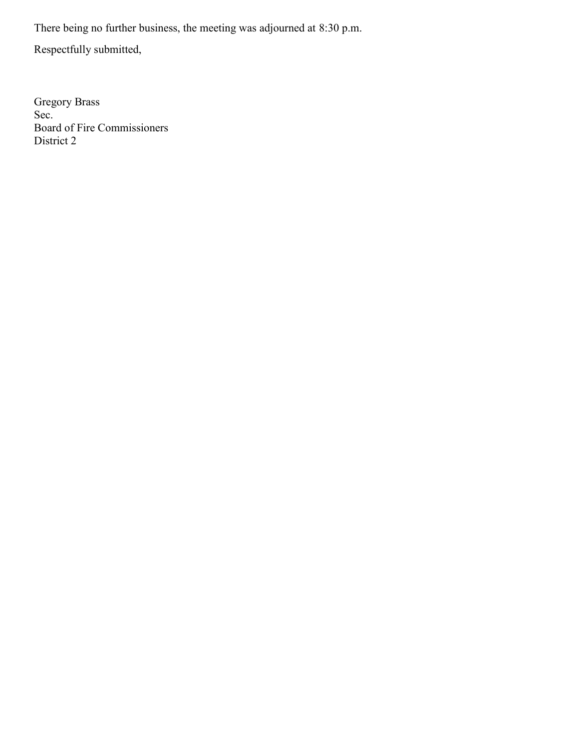There being no further business, the meeting was adjourned at 8:30 p.m.

Respectfully submitted,

Gregory Brass
Sec.
Board of Fire Commissioners
District 2